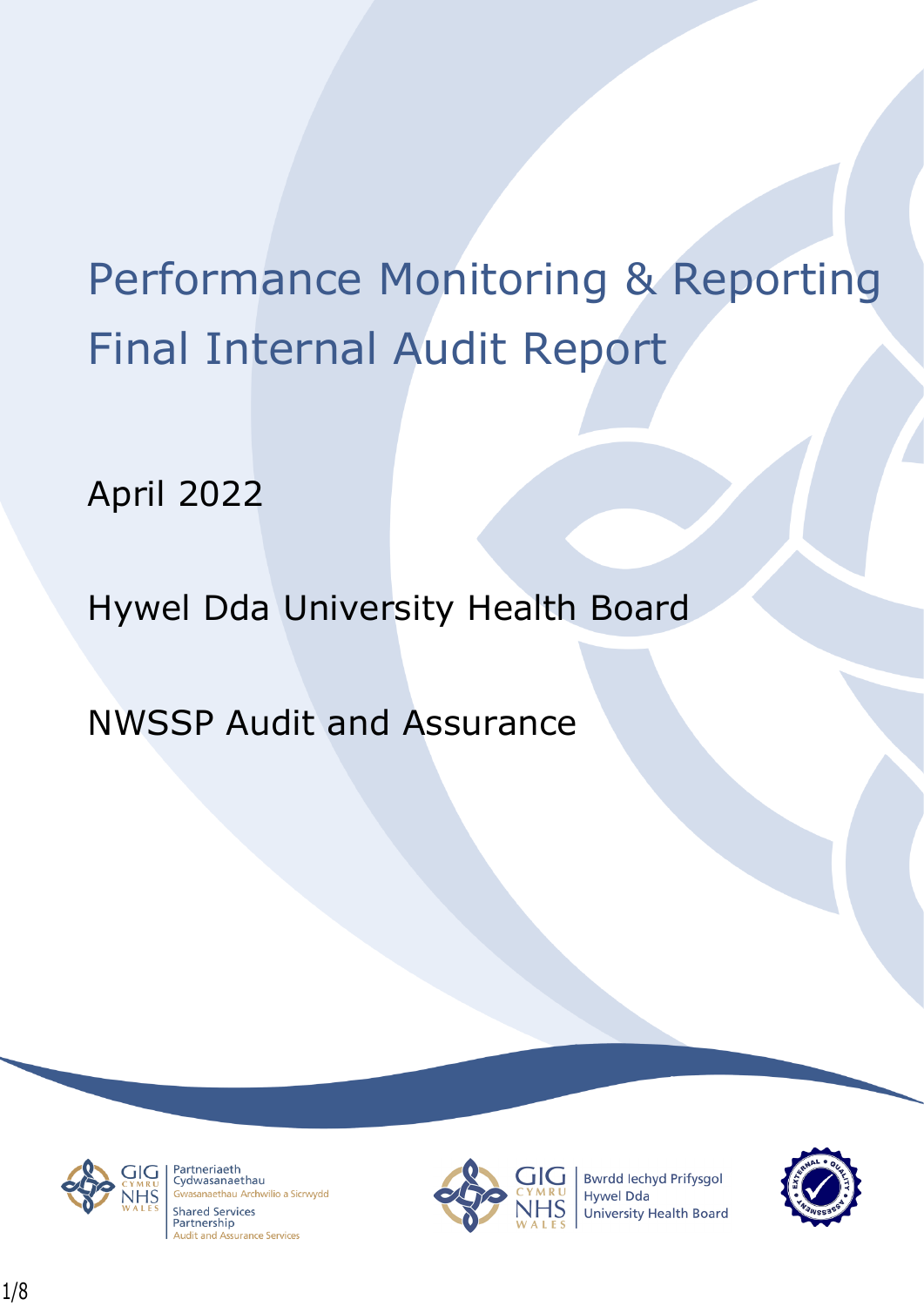# Performance Monitoring & Reporting Final Internal Audit Report

April 2022

Hywel Dda University Health Board

NWSSP Audit and Assurance

GIG CYMRU NHS WALES | Partneriaeth Cydwasanaethau Gwasanaethau Archwilio a Sicrwydd Shared Services Partnership Audit and Assurance Services

GIG CYMRU NHS WALES | Bwrdd Iechyd Prifysgol Hywel Dda University Health Board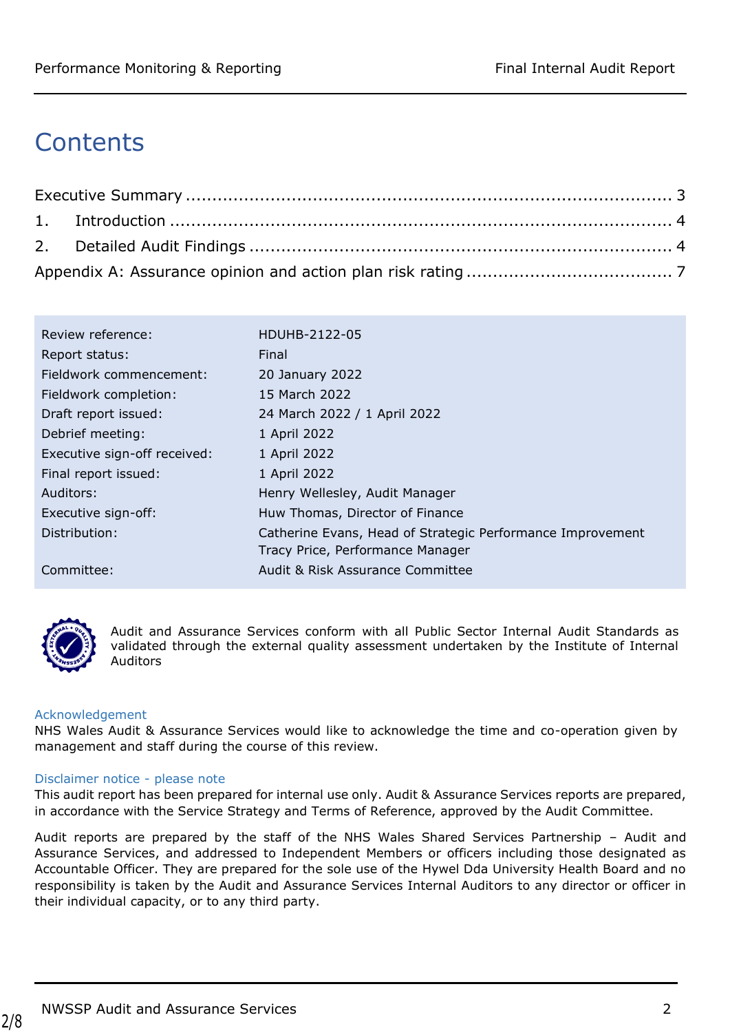# Contents

Executive Summary ........................................................................................ 3

1. Introduction ........................................................................................ 4

2. Detailed Audit Findings ........................................................................ 4

Appendix A: Assurance opinion and action plan risk rating ....................................... 7

| | |
|---|---|
| Review reference: | HDUHB-2122-05 |
| Report status: | Final |
| Fieldwork commencement: | 20 January 2022 |
| Fieldwork completion: | 15 March 2022 |
| Draft report issued: | 24 March 2022 / 1 April 2022 |
| Debrief meeting: | 1 April 2022 |
| Executive sign-off received: | 1 April 2022 |
| Final report issued: | 1 April 2022 |
| Auditors: | Henry Wellesley, Audit Manager |
| Executive sign-off: | Huw Thomas, Director of Finance |
| Distribution: | Catherine Evans, Head of Strategic Performance Improvement<br>Tracy Price, Performance Manager |
| Committee: | Audit & Risk Assurance Committee |

Audit and Assurance Services conform with all Public Sector Internal Audit Standards as validated through the external quality assessment undertaken by the Institute of Internal Auditors

### Acknowledgement

NHS Wales Audit & Assurance Services would like to acknowledge the time and co-operation given by management and staff during the course of this review.

### Disclaimer notice - please note

This audit report has been prepared for internal use only. Audit & Assurance Services reports are prepared, in accordance with the Service Strategy and Terms of Reference, approved by the Audit Committee.

Audit reports are prepared by the staff of the NHS Wales Shared Services Partnership – Audit and Assurance Services, and addressed to Independent Members or officers including those designated as Accountable Officer. They are prepared for the sole use of the Hywel Dda University Health Board and no responsibility is taken by the Audit and Assurance Services Internal Auditors to any director or officer in their individual capacity, or to any third party.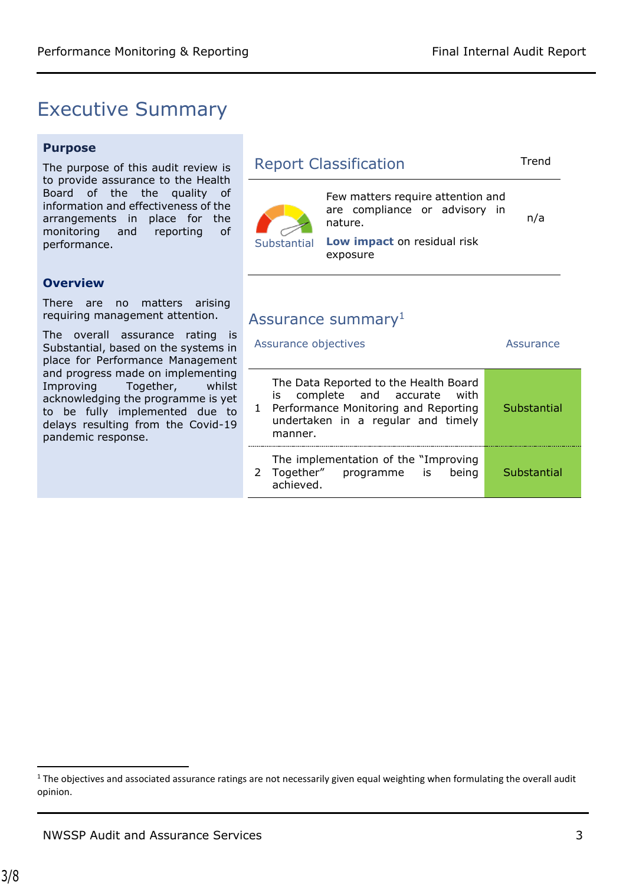# Executive Summary

### Purpose

The purpose of this audit review is to provide assurance to the Health Board of the the quality of information and effectiveness of the arrangements in place for the monitoring and reporting of performance.

### Overview

There are no matters arising requiring management attention.

The overall assurance rating is Substantial, based on the systems in place for Performance Management and progress made on implementing Improving Together, whilst acknowledging the programme is yet to be fully implemented due to delays resulting from the Covid-19 pandemic response.

## Report Classification

| | | Trend |
|---|---|---|
| Substantial | Few matters require attention and are compliance or advisory in nature.<br>**Low impact** on residual risk exposure | n/a |

## Assurance summary[1]

| | Assurance objectives | Assurance |
|---|---|---|
| 1 | The Data Reported to the Health Board is complete and accurate with Performance Monitoring and Reporting undertaken in a regular and timely manner. | Substantial |
| 2 | The implementation of the "Improving Together" programme is being achieved. | Substantial |

[1] The objectives and associated assurance ratings are not necessarily given equal weighting when formulating the overall audit opinion.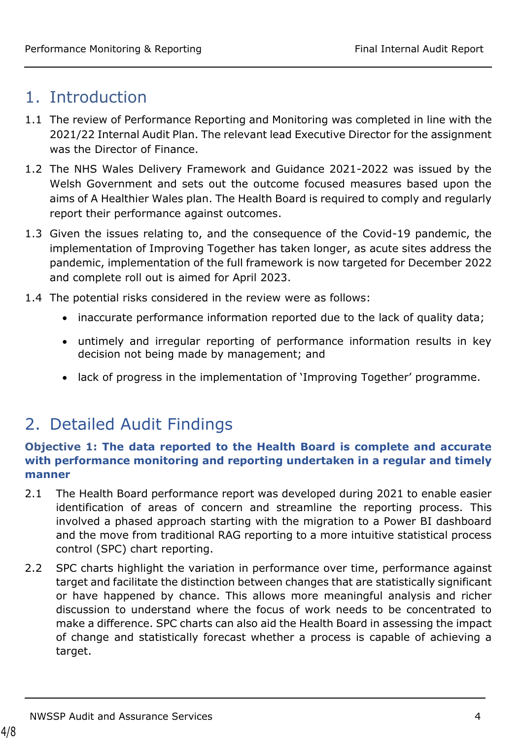## 1. Introduction

1.1 The review of Performance Reporting and Monitoring was completed in line with the 2021/22 Internal Audit Plan. The relevant lead Executive Director for the assignment was the Director of Finance.

1.2 The NHS Wales Delivery Framework and Guidance 2021-2022 was issued by the Welsh Government and sets out the outcome focused measures based upon the aims of A Healthier Wales plan. The Health Board is required to comply and regularly report their performance against outcomes.

1.3 Given the issues relating to, and the consequence of the Covid-19 pandemic, the implementation of Improving Together has taken longer, as acute sites address the pandemic, implementation of the full framework is now targeted for December 2022 and complete roll out is aimed for April 2023.

1.4 The potential risks considered in the review were as follows:

- inaccurate performance information reported due to the lack of quality data;
- untimely and irregular reporting of performance information results in key decision not being made by management; and
- lack of progress in the implementation of 'Improving Together' programme.

## 2. Detailed Audit Findings

**Objective 1: The data reported to the Health Board is complete and accurate with performance monitoring and reporting undertaken in a regular and timely manner**

2.1 The Health Board performance report was developed during 2021 to enable easier identification of areas of concern and streamline the reporting process. This involved a phased approach starting with the migration to a Power BI dashboard and the move from traditional RAG reporting to a more intuitive statistical process control (SPC) chart reporting.

2.2 SPC charts highlight the variation in performance over time, performance against target and facilitate the distinction between changes that are statistically significant or have happened by chance. This allows more meaningful analysis and richer discussion to understand where the focus of work needs to be concentrated to make a difference. SPC charts can also aid the Health Board in assessing the impact of change and statistically forecast whether a process is capable of achieving a target.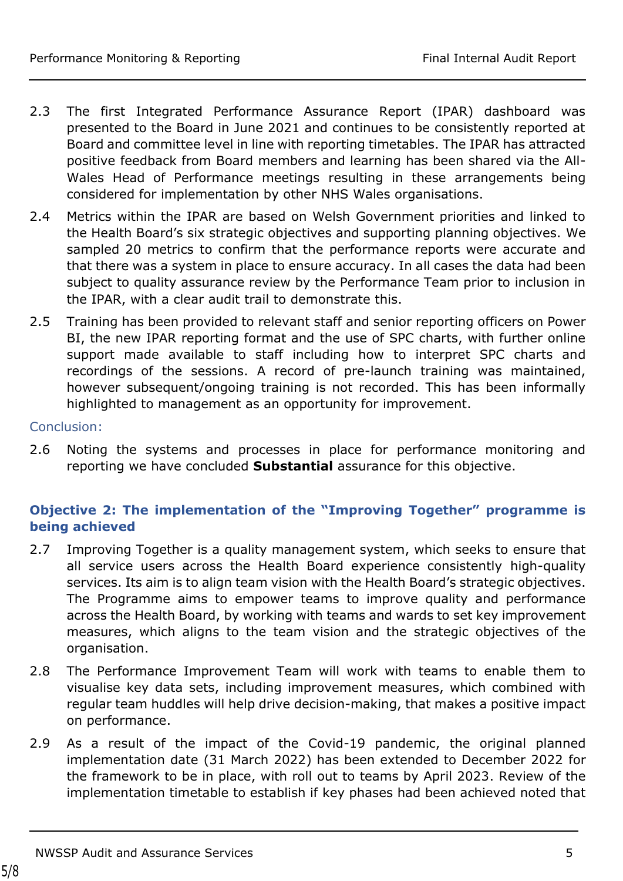2.3 The first Integrated Performance Assurance Report (IPAR) dashboard was presented to the Board in June 2021 and continues to be consistently reported at Board and committee level in line with reporting timetables. The IPAR has attracted positive feedback from Board members and learning has been shared via the All-Wales Head of Performance meetings resulting in these arrangements being considered for implementation by other NHS Wales organisations.

2.4 Metrics within the IPAR are based on Welsh Government priorities and linked to the Health Board's six strategic objectives and supporting planning objectives. We sampled 20 metrics to confirm that the performance reports were accurate and that there was a system in place to ensure accuracy. In all cases the data had been subject to quality assurance review by the Performance Team prior to inclusion in the IPAR, with a clear audit trail to demonstrate this.

2.5 Training has been provided to relevant staff and senior reporting officers on Power BI, the new IPAR reporting format and the use of SPC charts, with further online support made available to staff including how to interpret SPC charts and recordings of the sessions. A record of pre-launch training was maintained, however subsequent/ongoing training is not recorded. This has been informally highlighted to management as an opportunity for improvement.

Conclusion:

2.6 Noting the systems and processes in place for performance monitoring and reporting we have concluded **Substantial** assurance for this objective.

### Objective 2: The implementation of the "Improving Together" programme is being achieved

2.7 Improving Together is a quality management system, which seeks to ensure that all service users across the Health Board experience consistently high-quality services. Its aim is to align team vision with the Health Board's strategic objectives. The Programme aims to empower teams to improve quality and performance across the Health Board, by working with teams and wards to set key improvement measures, which aligns to the team vision and the strategic objectives of the organisation.

2.8 The Performance Improvement Team will work with teams to enable them to visualise key data sets, including improvement measures, which combined with regular team huddles will help drive decision-making, that makes a positive impact on performance.

2.9 As a result of the impact of the Covid-19 pandemic, the original planned implementation date (31 March 2022) has been extended to December 2022 for the framework to be in place, with roll out to teams by April 2023. Review of the implementation timetable to establish if key phases had been achieved noted that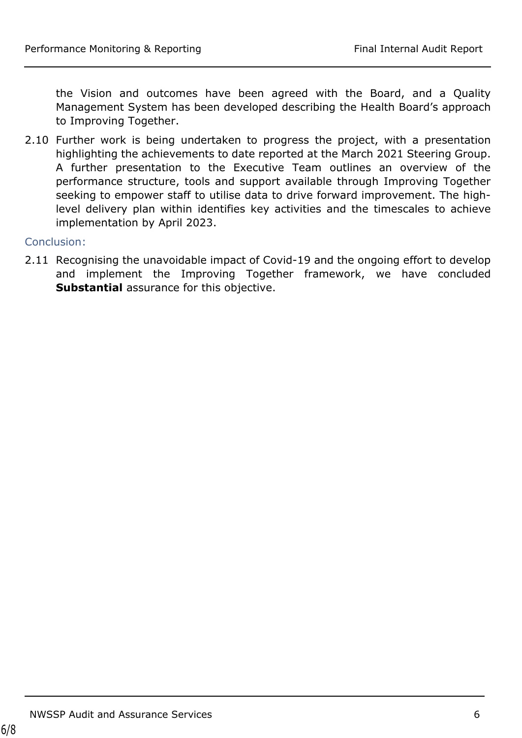the Vision and outcomes have been agreed with the Board, and a Quality Management System has been developed describing the Health Board's approach to Improving Together.

2.10 Further work is being undertaken to progress the project, with a presentation highlighting the achievements to date reported at the March 2021 Steering Group. A further presentation to the Executive Team outlines an overview of the performance structure, tools and support available through Improving Together seeking to empower staff to utilise data to drive forward improvement. The high-level delivery plan within identifies key activities and the timescales to achieve implementation by April 2023.

Conclusion:

2.11 Recognising the unavoidable impact of Covid-19 and the ongoing effort to develop and implement the Improving Together framework, we have concluded **Substantial** assurance for this objective.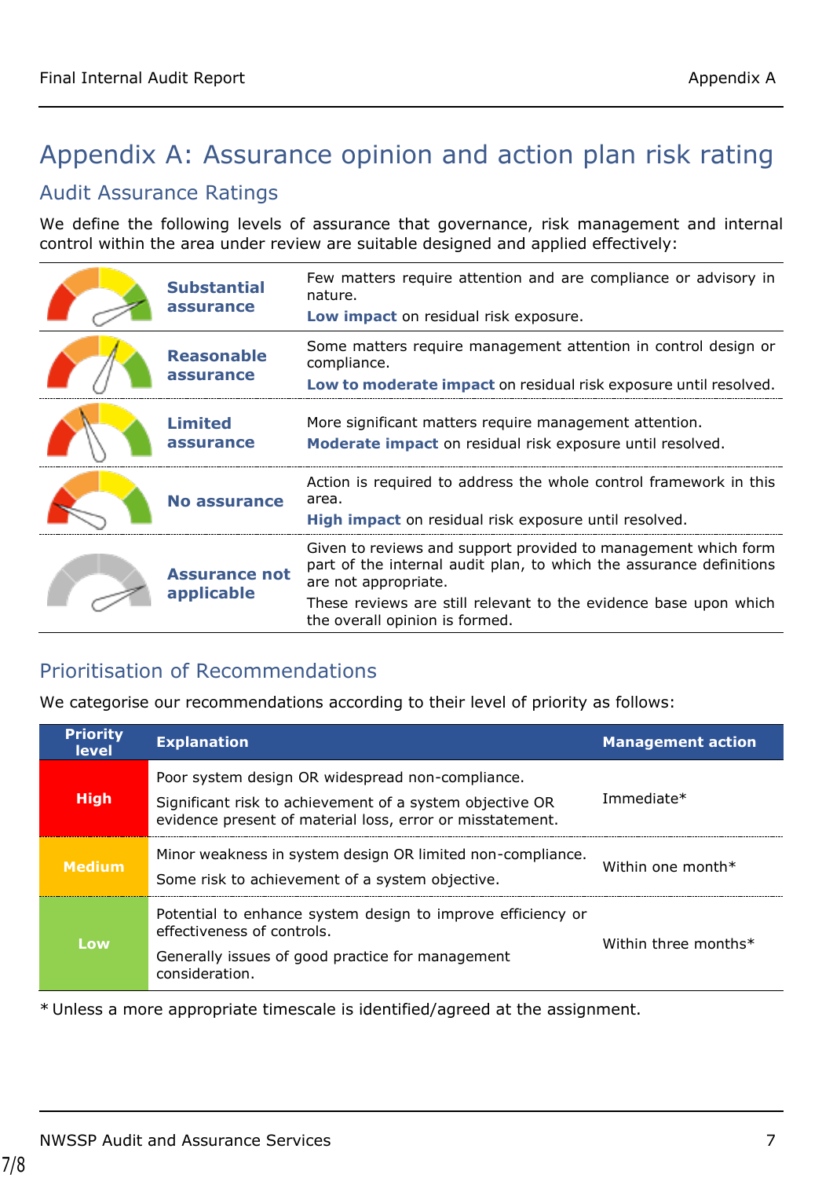# Appendix A: Assurance opinion and action plan risk rating

## Audit Assurance Ratings

We define the following levels of assurance that governance, risk management and internal control within the area under review are suitable designed and applied effectively:

| Rating | Description |
|---|---|
| **Substantial assurance** | Few matters require attention and are compliance or advisory in nature.<br>**Low impact** on residual risk exposure. |
| **Reasonable assurance** | Some matters require management attention in control design or compliance.<br>**Low to moderate impact** on residual risk exposure until resolved. |
| **Limited assurance** | More significant matters require management attention.<br>**Moderate impact** on residual risk exposure until resolved. |
| **No assurance** | Action is required to address the whole control framework in this area.<br>**High impact** on residual risk exposure until resolved. |
| **Assurance not applicable** | Given to reviews and support provided to management which form part of the internal audit plan, to which the assurance definitions are not appropriate.<br>These reviews are still relevant to the evidence base upon which the overall opinion is formed. |

## Prioritisation of Recommendations

We categorise our recommendations according to their level of priority as follows:

| Priority level | Explanation | Management action |
|---|---|---|
| **High** | Poor system design OR widespread non-compliance.<br>Significant risk to achievement of a system objective OR evidence present of material loss, error or misstatement. | Immediate* |
| **Medium** | Minor weakness in system design OR limited non-compliance.<br>Some risk to achievement of a system objective. | Within one month* |
| **Low** | Potential to enhance system design to improve efficiency or effectiveness of controls.<br>Generally issues of good practice for management consideration. | Within three months* |

\* Unless a more appropriate timescale is identified/agreed at the assignment.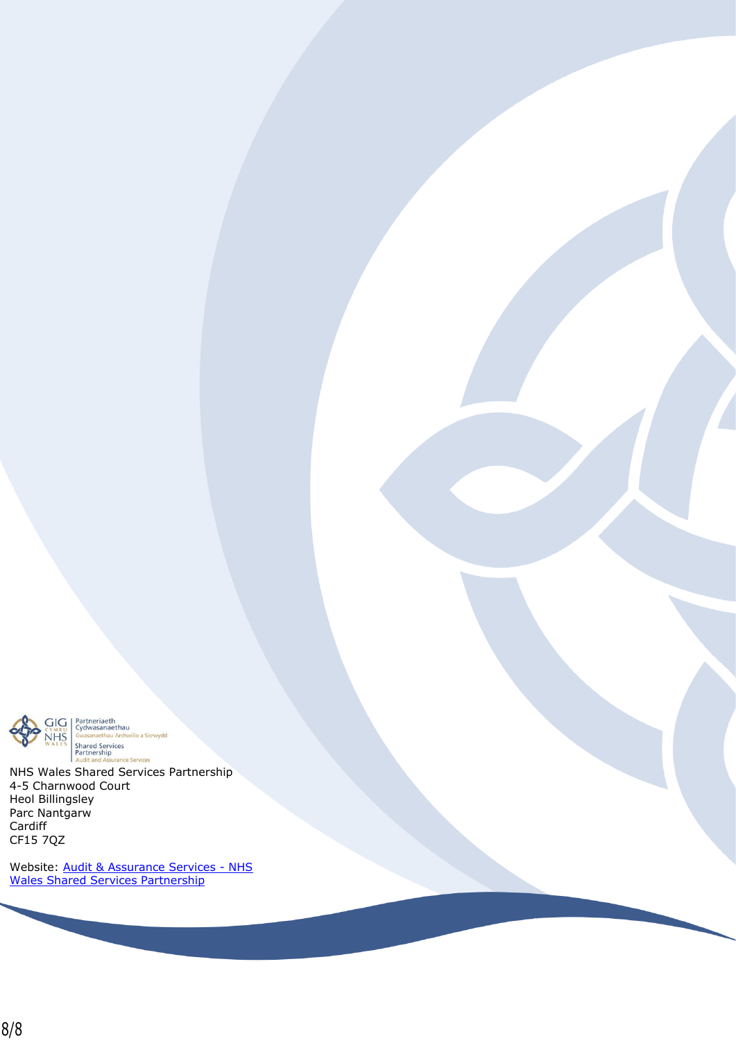Partneriaeth Cydwasanaethau
Gwasanaethau Archwilio a Sicrwydd
Shared Services Partnership
Audit and Assurance Services

NHS Wales Shared Services Partnership
4-5 Charnwood Court
Heol Billingsley
Parc Nantgarw
Cardiff
CF15 7QZ

Website: Audit & Assurance Services - NHS Wales Shared Services Partnership